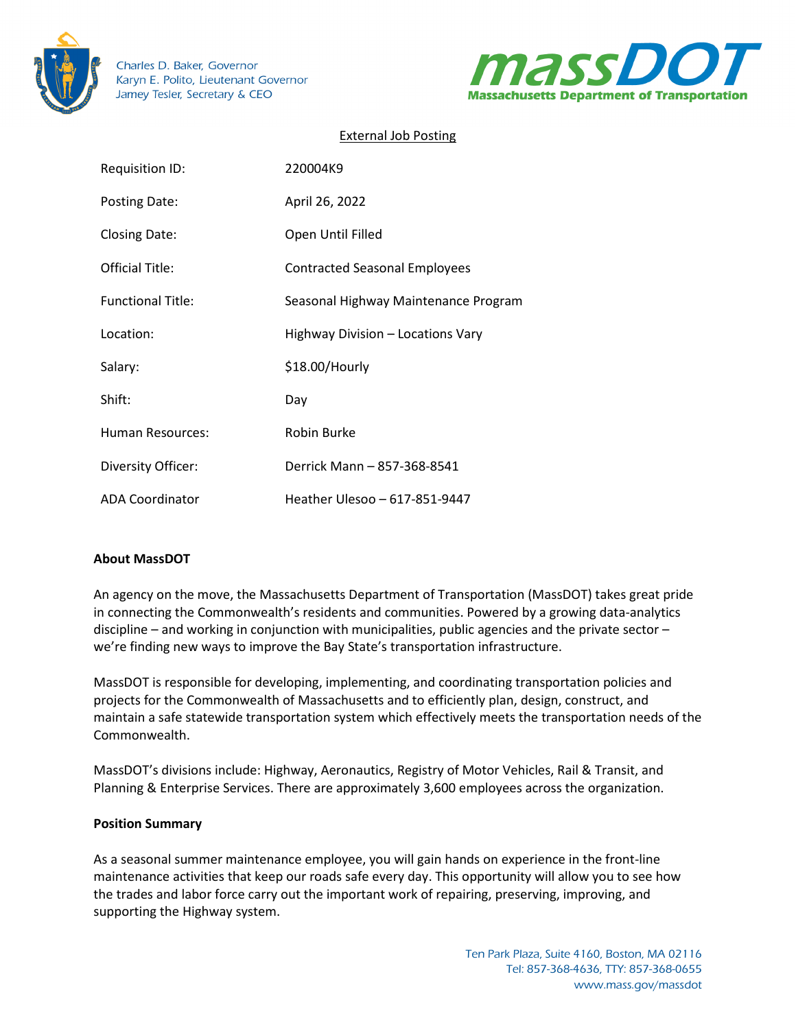Charles D. Baker, Governor
Karyn E. Polito, Lieutenant Governor
Jamey Tesler, Secretary & CEO

massDOT
Massachusetts Department of Transportation

External Job Posting

| | |
|---|---|
| Requisition ID: | 220004K9 |
| Posting Date: | April 26, 2022 |
| Closing Date: | Open Until Filled |
| Official Title: | Contracted Seasonal Employees |
| Functional Title: | Seasonal Highway Maintenance Program |
| Location: | Highway Division – Locations Vary |
| Salary: | $18.00/Hourly |
| Shift: | Day |
| Human Resources: | Robin Burke |
| Diversity Officer: | Derrick Mann – 857-368-8541 |
| ADA Coordinator | Heather Ulesoo – 617-851-9447 |

**About MassDOT**

An agency on the move, the Massachusetts Department of Transportation (MassDOT) takes great pride in connecting the Commonwealth's residents and communities. Powered by a growing data-analytics discipline – and working in conjunction with municipalities, public agencies and the private sector – we're finding new ways to improve the Bay State's transportation infrastructure.

MassDOT is responsible for developing, implementing, and coordinating transportation policies and projects for the Commonwealth of Massachusetts and to efficiently plan, design, construct, and maintain a safe statewide transportation system which effectively meets the transportation needs of the Commonwealth.

MassDOT's divisions include: Highway, Aeronautics, Registry of Motor Vehicles, Rail & Transit, and Planning & Enterprise Services. There are approximately 3,600 employees across the organization.

**Position Summary**

As a seasonal summer maintenance employee, you will gain hands on experience in the front-line maintenance activities that keep our roads safe every day. This opportunity will allow you to see how the trades and labor force carry out the important work of repairing, preserving, improving, and supporting the Highway system.

Ten Park Plaza, Suite 4160, Boston, MA 02116
Tel: 857-368-4636, TTY: 857-368-0655
www.mass.gov/massdot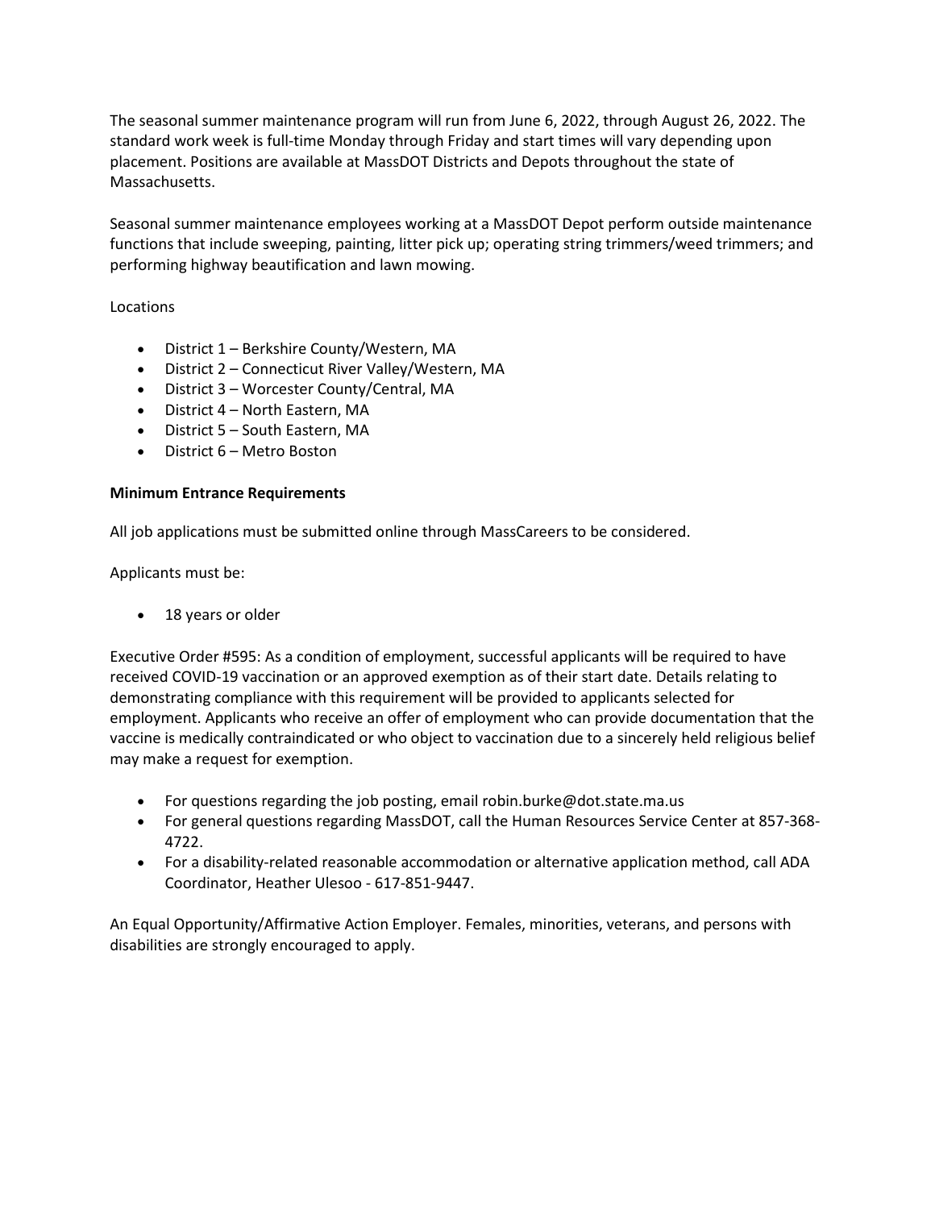The seasonal summer maintenance program will run from June 6, 2022, through August 26, 2022. The standard work week is full-time Monday through Friday and start times will vary depending upon placement. Positions are available at MassDOT Districts and Depots throughout the state of Massachusetts.

Seasonal summer maintenance employees working at a MassDOT Depot perform outside maintenance functions that include sweeping, painting, litter pick up; operating string trimmers/weed trimmers; and performing highway beautification and lawn mowing.

Locations

- District 1 – Berkshire County/Western, MA
- District 2 – Connecticut River Valley/Western, MA
- District 3 – Worcester County/Central, MA
- District 4 – North Eastern, MA
- District 5 – South Eastern, MA
- District 6 – Metro Boston

**Minimum Entrance Requirements**

All job applications must be submitted online through MassCareers to be considered.

Applicants must be:

- 18 years or older

Executive Order #595: As a condition of employment, successful applicants will be required to have received COVID-19 vaccination or an approved exemption as of their start date. Details relating to demonstrating compliance with this requirement will be provided to applicants selected for employment. Applicants who receive an offer of employment who can provide documentation that the vaccine is medically contraindicated or who object to vaccination due to a sincerely held religious belief may make a request for exemption.

- For questions regarding the job posting, email robin.burke@dot.state.ma.us
- For general questions regarding MassDOT, call the Human Resources Service Center at 857-368-4722.
- For a disability-related reasonable accommodation or alternative application method, call ADA Coordinator, Heather Ulesoo - 617-851-9447.

An Equal Opportunity/Affirmative Action Employer. Females, minorities, veterans, and persons with disabilities are strongly encouraged to apply.